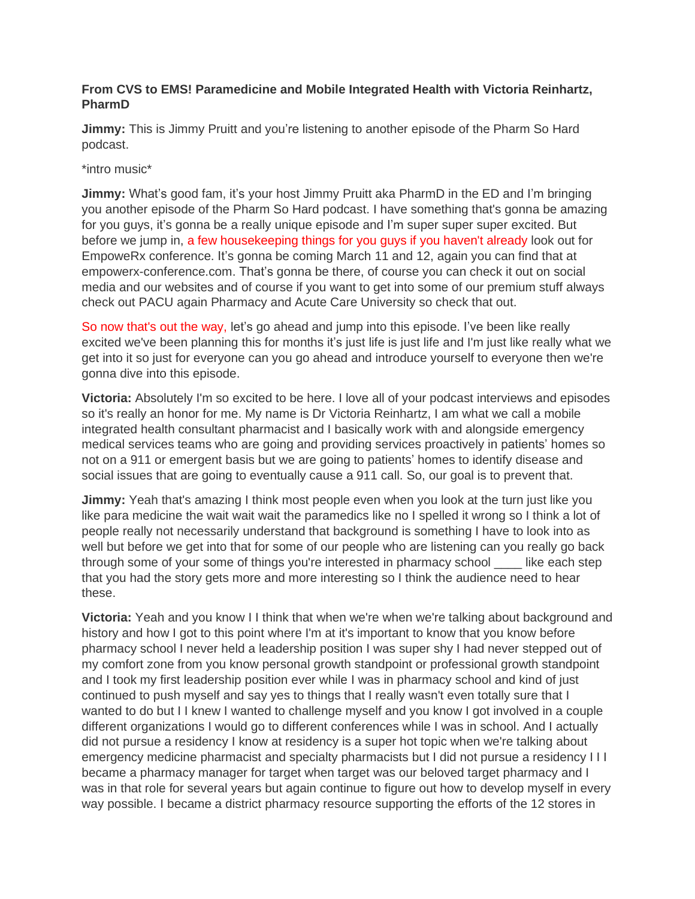**From CVS to EMS! Paramedicine and Mobile Integrated Health with Victoria Reinhartz, PharmD**

**Jimmy:** This is Jimmy Pruitt and you're listening to another episode of the Pharm So Hard podcast.

*intro music*

**Jimmy:** What's good fam, it's your host Jimmy Pruitt aka PharmD in the ED and I'm bringing you another episode of the Pharm So Hard podcast. I have something that's gonna be amazing for you guys, it's gonna be a really unique episode and I'm super super super excited. But before we jump in, a few housekeeping things for you guys if you haven't already look out for EmpoweRx conference. It's gonna be coming March 11 and 12, again you can find that at empowerx-conference.com. That's gonna be there, of course you can check it out on social media and our websites and of course if you want to get into some of our premium stuff always check out PACU again Pharmacy and Acute Care University so check that out.

So now that's out the way, let's go ahead and jump into this episode. I've been like really excited we've been planning this for months it's just life is just life and I'm just like really what we get into it so just for everyone can you go ahead and introduce yourself to everyone then we're gonna dive into this episode.

**Victoria:** Absolutely I'm so excited to be here. I love all of your podcast interviews and episodes so it's really an honor for me. My name is Dr Victoria Reinhartz, I am what we call a mobile integrated health consultant pharmacist and I basically work with and alongside emergency medical services teams who are going and providing services proactively in patients' homes so not on a 911 or emergent basis but we are going to patients' homes to identify disease and social issues that are going to eventually cause a 911 call. So, our goal is to prevent that.

**Jimmy:** Yeah that's amazing I think most people even when you look at the turn just like you like para medicine the wait wait wait the paramedics like no I spelled it wrong so I think a lot of people really not necessarily understand that background is something I have to look into as well but before we get into that for some of our people who are listening can you really go back through some of your some of things you're interested in pharmacy school ____ like each step that you had the story gets more and more interesting so I think the audience need to hear these.

**Victoria:** Yeah and you know I I think that when we're when we're talking about background and history and how I got to this point where I'm at it's important to know that you know before pharmacy school I never held a leadership position I was super shy I had never stepped out of my comfort zone from you know personal growth standpoint or professional growth standpoint and I took my first leadership position ever while I was in pharmacy school and kind of just continued to push myself and say yes to things that I really wasn't even totally sure that I wanted to do but I I knew I wanted to challenge myself and you know I got involved in a couple different organizations I would go to different conferences while I was in school. And I actually did not pursue a residency I know at residency is a super hot topic when we're talking about emergency medicine pharmacist and specialty pharmacists but I did not pursue a residency I I I became a pharmacy manager for target when target was our beloved target pharmacy and I was in that role for several years but again continue to figure out how to develop myself in every way possible. I became a district pharmacy resource supporting the efforts of the 12 stores in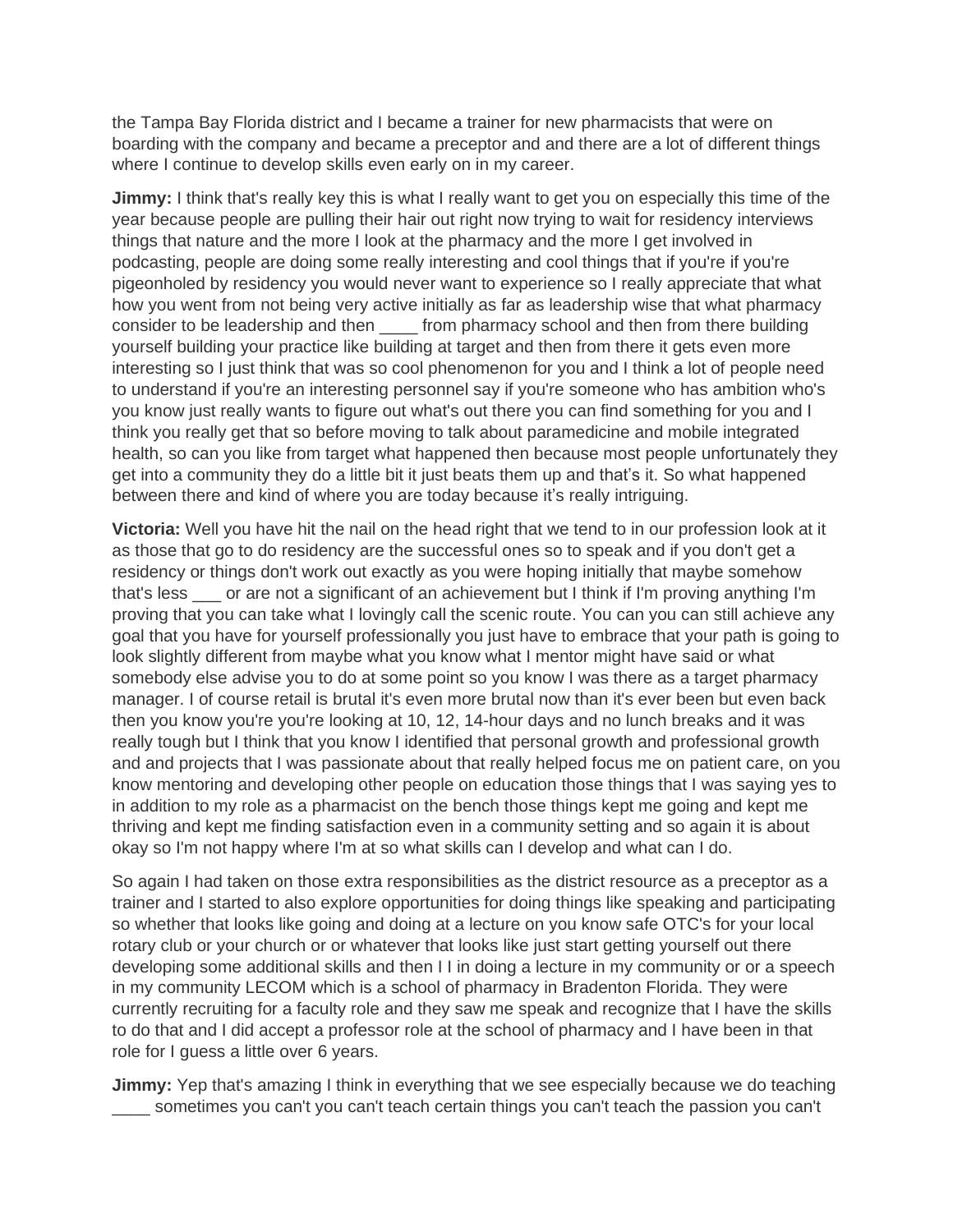the Tampa Bay Florida district and I became a trainer for new pharmacists that were on boarding with the company and became a preceptor and and there are a lot of different things where I continue to develop skills even early on in my career.

**Jimmy:** I think that's really key this is what I really want to get you on especially this time of the year because people are pulling their hair out right now trying to wait for residency interviews things that nature and the more I look at the pharmacy and the more I get involved in podcasting, people are doing some really interesting and cool things that if you're if you're pigeonholed by residency you would never want to experience so I really appreciate that what how you went from not being very active initially as far as leadership wise that what pharmacy consider to be leadership and then ____ from pharmacy school and then from there building yourself building your practice like building at target and then from there it gets even more interesting so I just think that was so cool phenomenon for you and I think a lot of people need to understand if you're an interesting personnel say if you're someone who has ambition who's you know just really wants to figure out what's out there you can find something for you and I think you really get that so before moving to talk about paramedicine and mobile integrated health, so can you like from target what happened then because most people unfortunately they get into a community they do a little bit it just beats them up and that's it. So what happened between there and kind of where you are today because it's really intriguing.

**Victoria:** Well you have hit the nail on the head right that we tend to in our profession look at it as those that go to do residency are the successful ones so to speak and if you don't get a residency or things don't work out exactly as you were hoping initially that maybe somehow that's less ___ or are not a significant of an achievement but I think if I'm proving anything I'm proving that you can take what I lovingly call the scenic route. You can you can still achieve any goal that you have for yourself professionally you just have to embrace that your path is going to look slightly different from maybe what you know what I mentor might have said or what somebody else advise you to do at some point so you know I was there as a target pharmacy manager. I of course retail is brutal it's even more brutal now than it's ever been but even back then you know you're you're looking at 10, 12, 14-hour days and no lunch breaks and it was really tough but I think that you know I identified that personal growth and professional growth and and projects that I was passionate about that really helped focus me on patient care, on you know mentoring and developing other people on education those things that I was saying yes to in addition to my role as a pharmacist on the bench those things kept me going and kept me thriving and kept me finding satisfaction even in a community setting and so again it is about okay so I'm not happy where I'm at so what skills can I develop and what can I do.

So again I had taken on those extra responsibilities as the district resource as a preceptor as a trainer and I started to also explore opportunities for doing things like speaking and participating so whether that looks like going and doing at a lecture on you know safe OTC's for your local rotary club or your church or or whatever that looks like just start getting yourself out there developing some additional skills and then I I in doing a lecture in my community or or a speech in my community LECOM which is a school of pharmacy in Bradenton Florida. They were currently recruiting for a faculty role and they saw me speak and recognize that I have the skills to do that and I did accept a professor role at the school of pharmacy and I have been in that role for I guess a little over 6 years.

**Jimmy:** Yep that's amazing I think in everything that we see especially because we do teaching ____ sometimes you can't you can't teach certain things you can't teach the passion you can't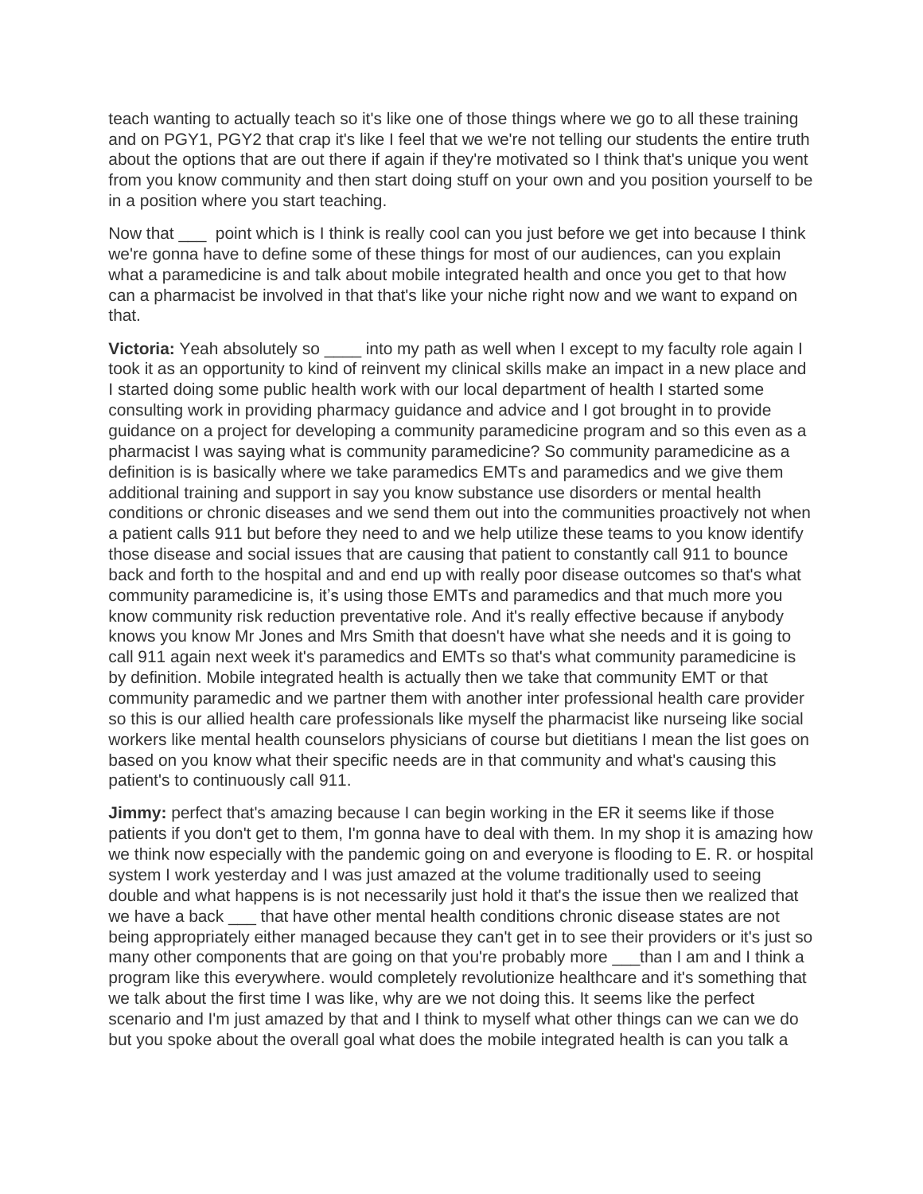teach wanting to actually teach so it's like one of those things where we go to all these training and on PGY1, PGY2 that crap it's like I feel that we we're not telling our students the entire truth about the options that are out there if again if they're motivated so I think that's unique you went from you know community and then start doing stuff on your own and you position yourself to be in a position where you start teaching.

Now that ___ point which is I think is really cool can you just before we get into because I think we're gonna have to define some of these things for most of our audiences, can you explain what a paramedicine is and talk about mobile integrated health and once you get to that how can a pharmacist be involved in that that's like your niche right now and we want to expand on that.

**Victoria:** Yeah absolutely so ____ into my path as well when I except to my faculty role again I took it as an opportunity to kind of reinvent my clinical skills make an impact in a new place and I started doing some public health work with our local department of health I started some consulting work in providing pharmacy guidance and advice and I got brought in to provide guidance on a project for developing a community paramedicine program and so this even as a pharmacist I was saying what is community paramedicine? So community paramedicine as a definition is is basically where we take paramedics EMTs and paramedics and we give them additional training and support in say you know substance use disorders or mental health conditions or chronic diseases and we send them out into the communities proactively not when a patient calls 911 but before they need to and we help utilize these teams to you know identify those disease and social issues that are causing that patient to constantly call 911 to bounce back and forth to the hospital and and end up with really poor disease outcomes so that's what community paramedicine is, it's using those EMTs and paramedics and that much more you know community risk reduction preventative role. And it's really effective because if anybody knows you know Mr Jones and Mrs Smith that doesn't have what she needs and it is going to call 911 again next week it's paramedics and EMTs so that's what community paramedicine is by definition. Mobile integrated health is actually then we take that community EMT or that community paramedic and we partner them with another inter professional health care provider so this is our allied health care professionals like myself the pharmacist like nurseing like social workers like mental health counselors physicians of course but dietitians I mean the list goes on based on you know what their specific needs are in that community and what's causing this patient's to continuously call 911.

**Jimmy:** perfect that's amazing because I can begin working in the ER it seems like if those patients if you don't get to them, I'm gonna have to deal with them. In my shop it is amazing how we think now especially with the pandemic going on and everyone is flooding to E. R. or hospital system I work yesterday and I was just amazed at the volume traditionally used to seeing double and what happens is is not necessarily just hold it that's the issue then we realized that we have a back ___ that have other mental health conditions chronic disease states are not being appropriately either managed because they can't get in to see their providers or it's just so many other components that are going on that you're probably more ___than I am and I think a program like this everywhere. would completely revolutionize healthcare and it's something that we talk about the first time I was like, why are we not doing this. It seems like the perfect scenario and I'm just amazed by that and I think to myself what other things can we can we do but you spoke about the overall goal what does the mobile integrated health is can you talk a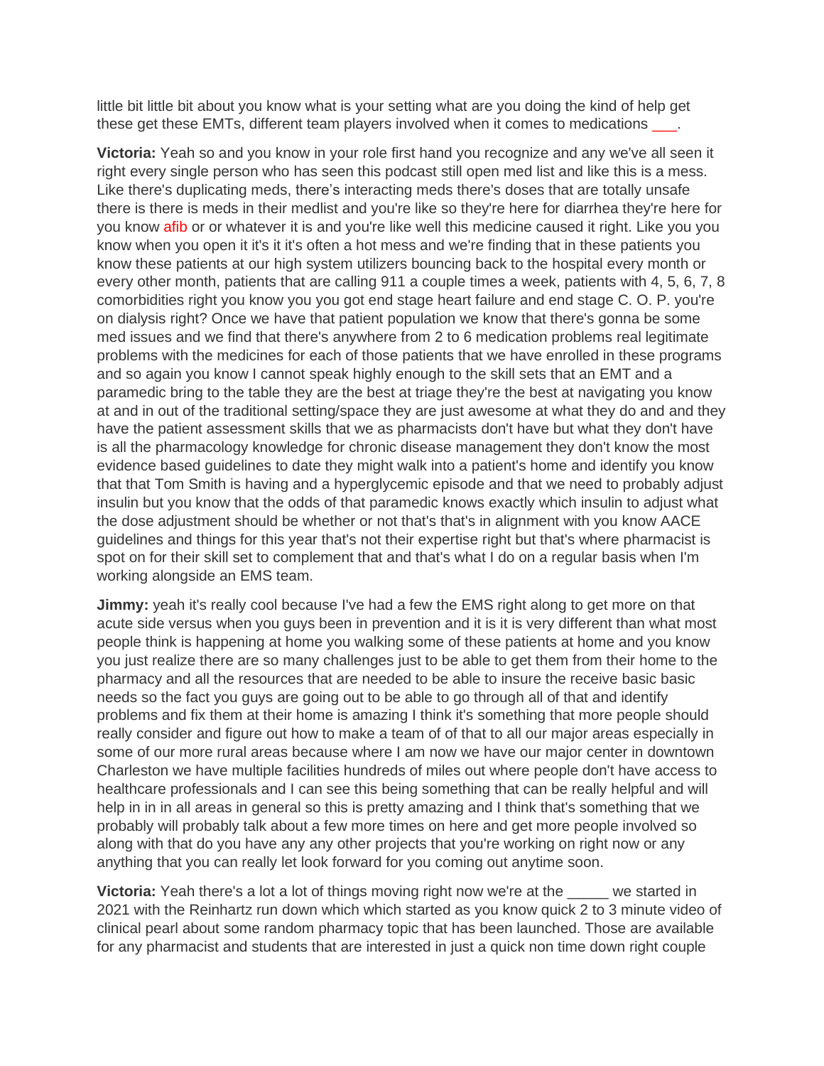little bit little bit about you know what is your setting what are you doing the kind of help get these get these EMTs, different team players involved when it comes to medications ___.

**Victoria:** Yeah so and you know in your role first hand you recognize and any we've all seen it right every single person who has seen this podcast still open med list and like this is a mess. Like there's duplicating meds, there's interacting meds there's doses that are totally unsafe there is there is meds in their medlist and you're like so they're here for diarrhea they're here for you know afib or or whatever it is and you're like well this medicine caused it right. Like you you know when you open it it's it it's often a hot mess and we're finding that in these patients you know these patients at our high system utilizers bouncing back to the hospital every month or every other month, patients that are calling 911 a couple times a week, patients with 4, 5, 6, 7, 8 comorbidities right you know you you got end stage heart failure and end stage C. O. P. you're on dialysis right? Once we have that patient population we know that there's gonna be some med issues and we find that there's anywhere from 2 to 6 medication problems real legitimate problems with the medicines for each of those patients that we have enrolled in these programs and so again you know I cannot speak highly enough to the skill sets that an EMT and a paramedic bring to the table they are the best at triage they're the best at navigating you know at and in out of the traditional setting/space they are just awesome at what they do and and they have the patient assessment skills that we as pharmacists don't have but what they don't have is all the pharmacology knowledge for chronic disease management they don't know the most evidence based guidelines to date they might walk into a patient's home and identify you know that that Tom Smith is having and a hyperglycemic episode and that we need to probably adjust insulin but you know that the odds of that paramedic knows exactly which insulin to adjust what the dose adjustment should be whether or not that's that's in alignment with you know AACE guidelines and things for this year that's not their expertise right but that's where pharmacist is spot on for their skill set to complement that and that's what I do on a regular basis when I'm working alongside an EMS team.

**Jimmy:** yeah it's really cool because I've had a few the EMS right along to get more on that acute side versus when you guys been in prevention and it is it is very different than what most people think is happening at home you walking some of these patients at home and you know you just realize there are so many challenges just to be able to get them from their home to the pharmacy and all the resources that are needed to be able to insure the receive basic basic needs so the fact you guys are going out to be able to go through all of that and identify problems and fix them at their home is amazing I think it's something that more people should really consider and figure out how to make a team of of that to all our major areas especially in some of our more rural areas because where I am now we have our major center in downtown Charleston we have multiple facilities hundreds of miles out where people don't have access to healthcare professionals and I can see this being something that can be really helpful and will help in in in all areas in general so this is pretty amazing and I think that's something that we probably will probably talk about a few more times on here and get more people involved so along with that do you have any any other projects that you're working on right now or any anything that you can really let look forward for you coming out anytime soon.

**Victoria:** Yeah there's a lot a lot of things moving right now we're at the _____ we started in 2021 with the Reinhartz run down which which started as you know quick 2 to 3 minute video of clinical pearl about some random pharmacy topic that has been launched. Those are available for any pharmacist and students that are interested in just a quick non time down right couple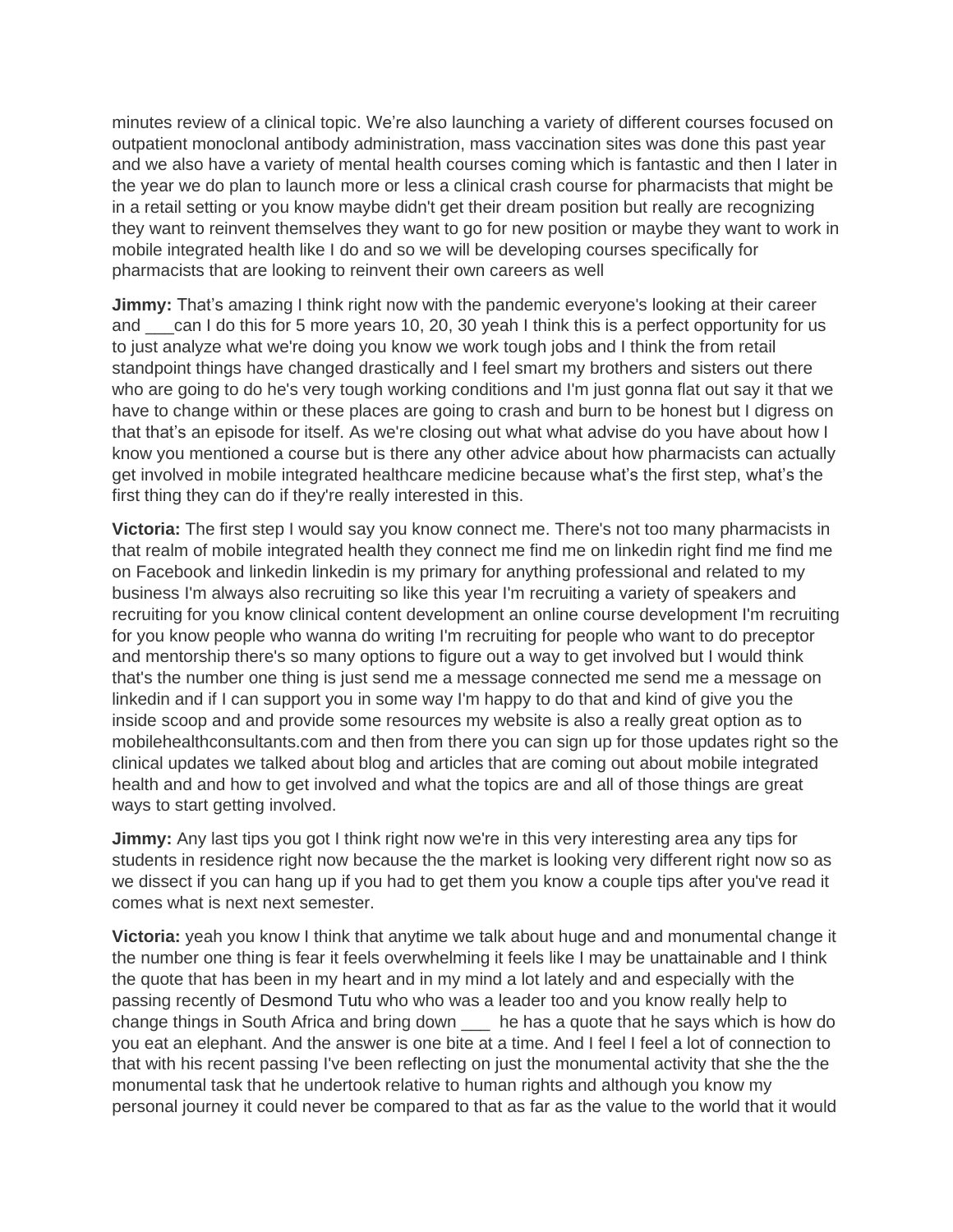minutes review of a clinical topic. We're also launching a variety of different courses focused on outpatient monoclonal antibody administration, mass vaccination sites was done this past year and we also have a variety of mental health courses coming which is fantastic and then I later in the year we do plan to launch more or less a clinical crash course for pharmacists that might be in a retail setting or you know maybe didn't get their dream position but really are recognizing they want to reinvent themselves they want to go for new position or maybe they want to work in mobile integrated health like I do and so we will be developing courses specifically for pharmacists that are looking to reinvent their own careers as well

**Jimmy:** That's amazing I think right now with the pandemic everyone's looking at their career and ___can I do this for 5 more years 10, 20, 30 yeah I think this is a perfect opportunity for us to just analyze what we're doing you know we work tough jobs and I think the from retail standpoint things have changed drastically and I feel smart my brothers and sisters out there who are going to do he's very tough working conditions and I'm just gonna flat out say it that we have to change within or these places are going to crash and burn to be honest but I digress on that that's an episode for itself. As we're closing out what what advise do you have about how I know you mentioned a course but is there any other advice about how pharmacists can actually get involved in mobile integrated healthcare medicine because what's the first step, what's the first thing they can do if they're really interested in this.

**Victoria:** The first step I would say you know connect me. There's not too many pharmacists in that realm of mobile integrated health they connect me find me on linkedin right find me find me on Facebook and linkedin linkedin is my primary for anything professional and related to my business I'm always also recruiting so like this year I'm recruiting a variety of speakers and recruiting for you know clinical content development an online course development I'm recruiting for you know people who wanna do writing I'm recruiting for people who want to do preceptor and mentorship there's so many options to figure out a way to get involved but I would think that's the number one thing is just send me a message connected me send me a message on linkedin and if I can support you in some way I'm happy to do that and kind of give you the inside scoop and and provide some resources my website is also a really great option as to mobilehealthconsultants.com and then from there you can sign up for those updates right so the clinical updates we talked about blog and articles that are coming out about mobile integrated health and and how to get involved and what the topics are and all of those things are great ways to start getting involved.

**Jimmy:** Any last tips you got I think right now we're in this very interesting area any tips for students in residence right now because the the market is looking very different right now so as we dissect if you can hang up if you had to get them you know a couple tips after you've read it comes what is next next semester.

**Victoria:** yeah you know I think that anytime we talk about huge and and monumental change it the number one thing is fear it feels overwhelming it feels like I may be unattainable and I think the quote that has been in my heart and in my mind a lot lately and and especially with the passing recently of Desmond Tutu who who was a leader too and you know really help to change things in South Africa and bring down ___ he has a quote that he says which is how do you eat an elephant. And the answer is one bite at a time. And I feel I feel a lot of connection to that with his recent passing I've been reflecting on just the monumental activity that she the the monumental task that he undertook relative to human rights and although you know my personal journey it could never be compared to that as far as the value to the world that it would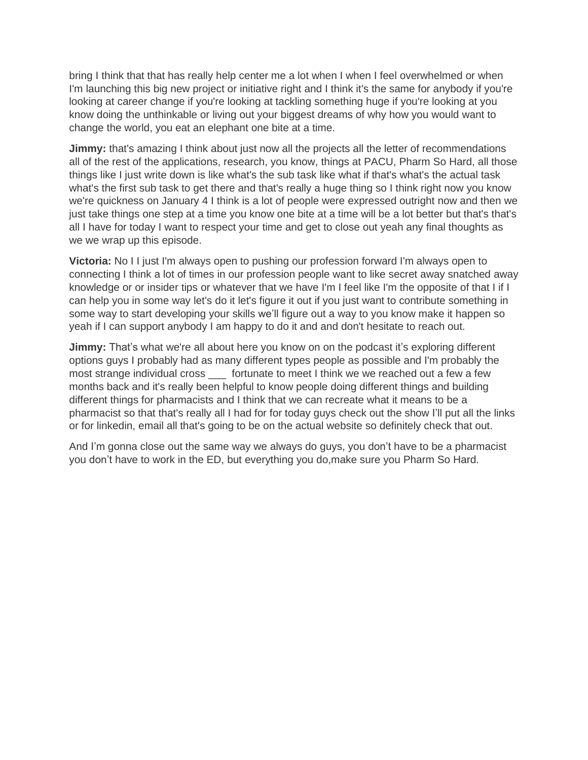bring I think that that has really help center me a lot when I when I feel overwhelmed or when I'm launching this big new project or initiative right and I think it's the same for anybody if you're looking at career change if you're looking at tackling something huge if you're looking at you know doing the unthinkable or living out your biggest dreams of why how you would want to change the world, you eat an elephant one bite at a time.

**Jimmy:** that's amazing I think about just now all the projects all the letter of recommendations all of the rest of the applications, research, you know, things at PACU, Pharm So Hard, all those things like I just write down is like what's the sub task like what if that's what's the actual task what's the first sub task to get there and that's really a huge thing so I think right now you know we're quickness on January 4 I think is a lot of people were expressed outright now and then we just take things one step at a time you know one bite at a time will be a lot better but that's that's all I have for today I want to respect your time and get to close out yeah any final thoughts as we we wrap up this episode.

**Victoria:** No I I just I'm always open to pushing our profession forward I'm always open to connecting I think a lot of times in our profession people want to like secret away snatched away knowledge or or insider tips or whatever that we have I'm I feel like I'm the opposite of that I if I can help you in some way let's do it let's figure it out if you just want to contribute something in some way to start developing your skills we'll figure out a way to you know make it happen so yeah if I can support anybody I am happy to do it and and don't hesitate to reach out.

**Jimmy:** That's what we're all about here you know on on the podcast it's exploring different options guys I probably had as many different types people as possible and I'm probably the most strange individual cross ___ fortunate to meet I think we we reached out a few a few months back and it's really been helpful to know people doing different things and building different things for pharmacists and I think that we can recreate what it means to be a pharmacist so that that's really all I had for for today guys check out the show I'll put all the links or for linkedin, email all that's going to be on the actual website so definitely check that out.

And I'm gonna close out the same way we always do guys, you don't have to be a pharmacist you don't have to work in the ED, but everything you do,make sure you Pharm So Hard.